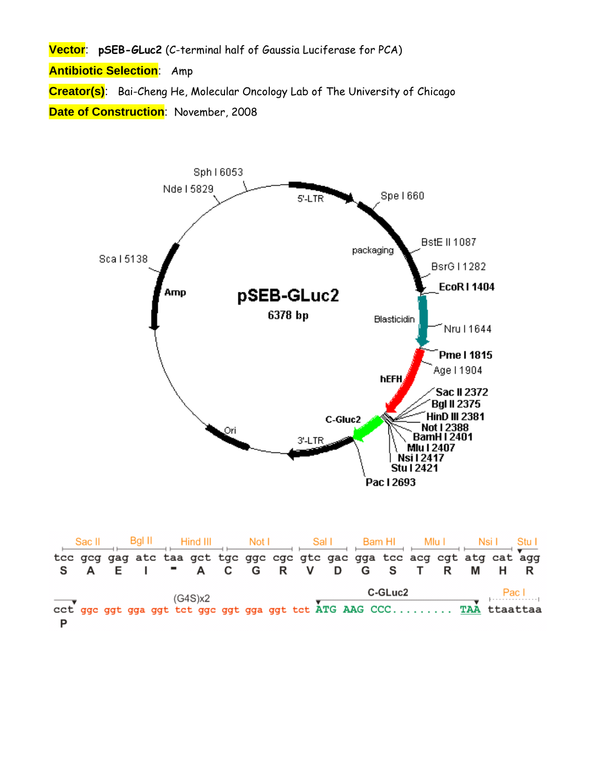**Vector**: **pSEB-GLuc2** (C-terminal half of Gaussia Luciferase for PCA)

**Antibiotic Selection**: Amp

**Creator(s)**: Bai-Cheng He, Molecular Oncology Lab of The University of Chicago

**Date of Construction**: November, 2008

**pSEB-GLuc2**
**6378 bp**

Sph I 6053
Nde I 5829
Sca I 5138
Spe I 660
BstE II 1087
BsrG I 1282
EcoR I 1404
Nru I 1644
Pme I 1815
Age I 1904
Sac II 2372
Bgl II 2375
HinD III 2381
Not I 2388
BamH I 2401
Mlu I 2407
Nsi I 2417
Stu I 2421
Pac I 2693

5'-LTR, packaging, Blasticidin, hEFH, C-Gluc2, 3'-LTR, Ori, Amp

```
 Sac II   Bgl II   Hind III    Not I     Sal I     Bam HI    Mlu I     Nsi I    Stu I
tcc gcg gag atc taa gct tgc ggc cgc gtc gac gga tcc acg cgt atg cat agg
 S   A   E   I   -   A   C   G   R   V   D   G   S   T   R   M   H   R

                    (G4S)x2                             C-GLuc2          Pac I
cct ggc ggt gga ggt tct ggc ggt gga ggt tct ATG AAG CCC......... TAA ttaattaa
 P
```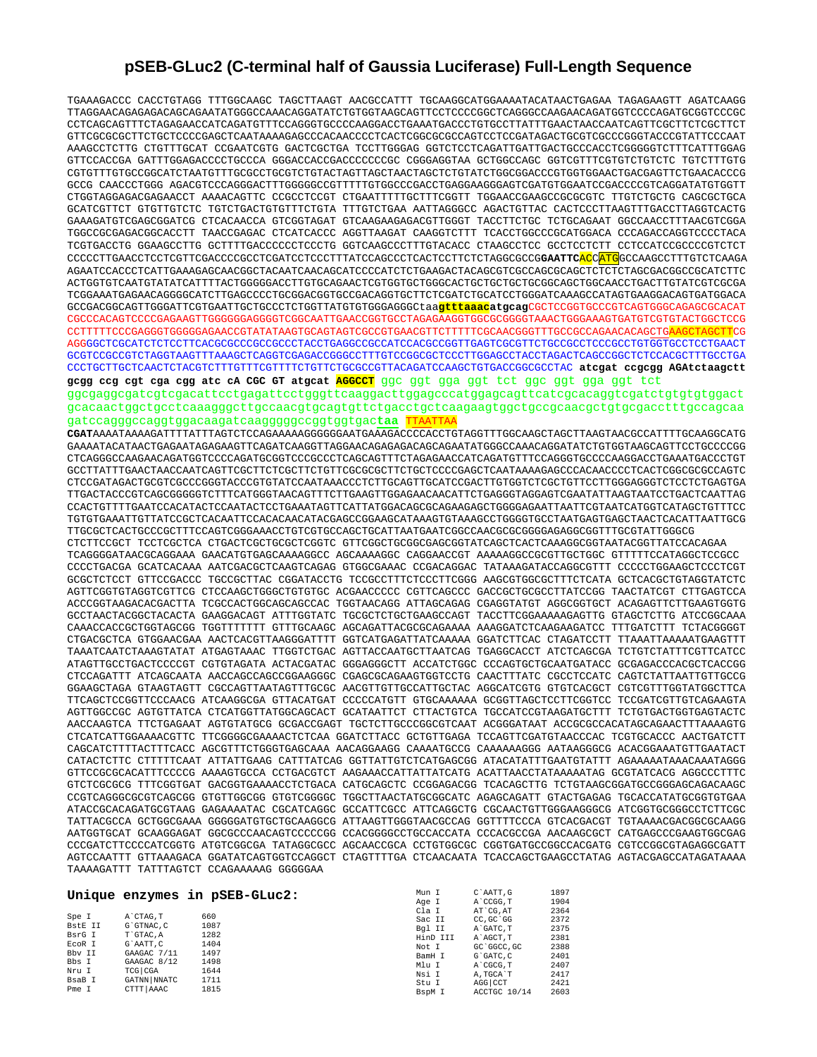# pSEB-GLuc2 (C-terminal half of Gaussia Luciferase) Full-Length Sequence

```
TGAAAGACCC CACCTGTAGG TTTGGCAAGC TAGCTTAAGT AACGCCATTT TGCAAGGCATGGAAAAATACATAACTGAGAA TAGAGAAGTT AGATCAAGG
TTAGGAACAGAGAGACAGCAGAATATGGGCCAAACAGGATATCTGTGGTAAGCAGTTCCTCCCCGGCTCAGGGCCAAGAACAGATGGTCCCCAGATGCGGTCCCGC
CCTCAGCAGTTTCTAGAGAACCATCAGATGTTTCCAGGGTGCCCCAAGGACCTGAAATGACCCTGTGCCTTATTTGAACTAACCAATCAGTTCGCTTCTCGCTTCT
GTTCGCGCGCTTCTGCTCCCCGAGCTCAATAAAAGAGCCCACAACCCCTCACTCGGCGCGCCAGTCCTCCGATAGACTGCGTCGCCCGGGTACCCGTATTCCCAAT
AAAGCCTCTTG CTGTTTGCAT CCGAATCGTG GACTCGCTGA TCCTTGGGAG GGTCTCCTCAGATTGATTGACTGCCCACCTCGGGGGTCTTTCATTTGGAG
GTTCCACCGA GATTTGGAGACCCCTGCCCA GGGACCACCGACCCCCCCGC CGGGAGGTAA GCTGGCCAGC GGTCGTTTCGTGTCTGTCTC TGTCTTTGTG
CGTGTTTGTGCCGGCATCTAATGTTTGCGCCTGCGTCTGTACTAGTTAGCTAACTAGCTCTGTATCTGGCGGACCCGTGGTGGAACTGACGAGTTCTGAACACCCG
GCCG CAACCCTGGG AGACGTCCCAGGGACTTTGGGGGCCGTTTTTGTGGCCCGACCTGAGGAAGGGAGTCGATGTGGAATCCGACCCCGTCAGGATATGTGGTT
CTGGTAGGAGACGAGAACCT AAAACAGTTC CCGCCTCCGT CTGAATTTTTGCTTTCGGTT TGGAACCGAAGCCGCGCGTC TTGTCTGCTG CAGCGCTGCA
GCATCGTTCT GTGTTGTCTC TGTCTGACTGTGTTTCTGTA TTTGTCTGAA AATTAGGGCC AGACTGTTAC CACTCCCTTAAGTTTGACCTTAGGTCACTG
GAAAGATGTCGAGCGGATCG CTCACAACCA GTCGGTAGAT GTCAAGAAGAGACGTTGGGT TACCTTCTGC TCTGCAGAAT GGCCAACCTTTAACGTCGGA
TGGCCGCGAGACGGCACCTT TAACCGAGAC CTCATCACCC AGGTTAAGAT CAAGGTCTTT TCACCTGGCCCGCATGGACA CCCAGACCAGGTCCCCTACA
TCGTGACCTG GGAAGCCTTG GCTTTTGACCCCCCTCCCTG GGTCAAGCCCTTTGTACACC CTAAGCCTCC GCCTCCTCTT CCTCCATCCGCCCCGTCTCT
CCCCCTTGAACCTCCTCGTTCGACCCCGCCTCGATCCTCCCTTTATCCAGCCCTCACTCCTTCTCTAGGCGCCGGAATTCACCATGGCCAAGCCTTTGTCTCAAGA
AGAATCCACCCTCATTGAAAGAGCAACGGCTACAATCAACAGCATCCCCATCTCTGAAGACTACAGCGTCGCCAGCGCAGCTCTCTCTAGCGACGGCCGCATCTTC
ACTGGTGTCAATGTATATCATTTTACTGGGGGACCTTGTGCAGAACTCGTGGTGCTGGGCACTGCTGCTGCGGCAGCTGGCAACCTGACTTGTATCGTCGCGA
TCGGAAATGAGAACAGGGGCATCTTGAGCCCCTGCGGACGGTGCCGACAGGTGCTTCTCGATCTGCATCCTGGGATCAAAGCCATAGTGAAGGACAGTGATGGACA
GCCGACGGCAGTTGGGATTCGTGAATTGCTGCCCTCTGGTTATGTGTGGGAGGGCtaagtttaaacatgcagCGCTCCGGTGCCCGTCAGTGGGCAGAGCGCACAT
CGCCCACAGTCCCCGAGAAGTTGGGGGGAGGGGTCGGCAATTGAACCGGTGCCTAGAGAAGGTGGCGCGGGGTAAACTGGGAAAGTGATGTCGTGTACTGGCTCCG
CCTTTTTCCCGAGGGTGGGGGAGAACCGTATATAAGTGCAGTAGTCGCCGTGAACGTTCTTTTTCGCAACGGGTTTGCCGCCAGAACACAGCTGAAGCTAGCTTCG
AGGGGCTCGCATCTCTCCTTCACGCGCCCGCCGCCCTACCTGAGGCCGCCATCCACGCCGGTTGAGTCGCGTTCTGCCGCCTCCCGCCTGTGGTGCCTCCTGAACT
GCGTCCGCCGTCTAGGTAAGTTTAAAGCTCAGGTCGAGACCGGGCCTTTGTCCGGCGCTCCCTTGGAGCCTACCTAGACTCAGCCGGCTCTCCACGCTTTGCCTGA
CCCTGCTTGCTCAACTCTACGTCTTTGTTTCGTTTTCTGTTCTGCGCCGTTACAGATCCAAGCTGTGACCGGCGCCTAC atcgat ccgcgg AGAtctaagctt
gcgg ccg cgt cga gtc atc cA CGC GT atgcat AGGCCT ggc ggt gga ggt tct ggc ggt gga ggt tct
ggcgaggcgatcgtcgacattcctgagattcctgggttcaaggacttggagcccatggagcagttcatcgcacaggtcgatctgtgtgtggact
gcacaactggctgcctcaaagggcttgccaacgtgcagtgttctgacctgctcaagaagtggctgccgcaacgctgtgcgacctttgccagcaa
gatccagggccaggtggacaagatcaagggggccggtggtgactaa TTAATTAA
CGATAAAATAAAAGATTTTATTTAGTCTCCAGAAAAAGGGGGGAATGAAAGACCCCACCTGTAGGTTTGGCAAGCTAGCTTAAGTAACGCCATTTTGCAAGGCATG
GAAAATACATAACTGAGAATAGAGAAGTTCAGATCAAGGTTAGGAACAGAGAGACAGCAGAATATGGGCCAAACAGGATATCTGTGGTAAGCAGTTCCTGCCCCGG
CTCAGGGCCAAGAACAGATGGTCCCCAGATGCGGTCCCGCCCTCAGCAGTTTCTAGAGAACCATCAGATGTTTCCAGGGTGCCCCAAGGACCTGAAATGACCCTGT
GCCTTATTTGAACTAACCAATCAGTTCGCTTCTCGCTTCTGTTCGCGCGCTTCTGCTCCCCGAGCTCAATAAAAGAGCCCACAACCCCTCACTCGGCGCGCCAGTC
CTCCGATAGACTGCGTCGCCCGGGTACCCGTGTATCCAATAAACCCTCTTGCAGTTGCATCCGACTTGTGGTCTCGCTGTTCCTTGGGAGGGTCTCCTCTGAGTGA
TTGACTACCCGTCAGCGGGGGTCTTTCATGGGTAACAGTTTCTTGAAGTTGGAGAACAACATTCTGAGGGTAGGAGTCGAATATTAAGTAATCCTGACTCAATTAG
CCACTGTTTTGAATCCACATACTCCAATACTCCTGAAATAGTTCATTATGGACAGCGCAGAAGAGCTGGGGAGAATTAATTCGTAATCATGGTCATAGCTGTTTCC
TGTGTGAAATTGTTATCCGCTCACAATTCCACACAACATACGAGCCGGAAGCATAAAGTGTAAAGCCTGGGGTGCCTAATGAGTGAGCTAACTCACATTAATTGCG
TTGCGCTCACTGCCCGCTTTCCAGTCGGGAAACCTGTCGTGCCAGCTGCATTAATGAATCGGCCAACGCGCGGGGAGAGGCGGTTTGCGTATTGGGCG
CTCTTCCGCT TCCTCGCTCA CTGACTCGCTGCGCTCGGTC GTTCGGCTGCGGCGAGCGGTATCAGCTCACTCAAAGGCGGTAATACGGTTATCCACAGAA
TCAGGGGATAACGCAGGAAA GAACATGTGAGCAAAAGGCC AGCAAAAGGC CAGGAACCGT AAAAAGGCCGCGTTGCTGGC GTTTTTCCATAGGCTCCGCC
CCCCTGACGA GCATCACAAA AATCGACGCTCAAGTCAGAG GTGGCGAAAC CCGACAGGAC TATAAAGATACCAGGCGTTT CCCCCTGGAAGCTCCCTCGT
GCGCTCTCCT GTTCCGACCC TGCCGCTTAC CGGATACCTG TCCGCCTTTCTCCCTTCGGG AAGCGTGGCGCTTTCTCATA GCTCACGCTGTAGGTATCTC
AGTTCGGTGTAGGTCGTTCG CTCCAAGCTGGGCTGTGTGC ACGAACCCCC CGTTCAGCCC GACCGCTGCGCCTTATCCGG TAACTATCGT CTTGAGTCCA
ACCCGGTAAGACACGACTTA TCGCCACTGGCAGCAGCCAC TGGTAACAGG ATTAGCAGAG CGAGGTATGT AGGCGGTGCT ACAGAGTTCTTGAAGTGGTG
GCCTAACTACGGCTACACTA GAAGGACAGT ATTTGGTATC TGCGCTCTGCTGAAGCCAGT TACCTTCGGAAAAAGAGTTG GTAGCTCTTG ATCCGGCAAA
CAAACCACCGCTGGTAGCGG TGGTTTTTTT GTTTGCAAGC AGCAGATTACGCGCAGAAAA AAAGGATCTCAAGAAGATCC TTTGATCTTT TCTACGGGGT
CTGACGCTCA GTGGAACGAA AACTCACGTTAAGGGATTTT GGTCATGAGATTATCAAAAA GGATCTTCAC CTAGATCCTT TTAAATTAAAAATGAAGTTT
TAAATCAATCTAAAGTATAT ATGAGTAAAC TTGGTCTGAC AGTTACCAATGCTTAATCAG TGAGGCACCT ATCTCAGCGA TCTGTCTATTTCGTTCATCC
ATAGTTGCCTGACTCCCCGT CGTGTAGATA ACTACGATAC GGGAGGGCTT ACCATCTGGC CCCAGTGCTGCAATGATACC GCGAGACCCACGCTCACCGG
CTCCAGATTT ATCAGCAATA AACCAGCCAGCCGGAAGGGC CGAGCGCAGAAGTGGTCCTG CAACTTTATC CGCCTCCATC CAGTCTATTAATTGTTGCCG
GGAAGCTAGA GTAAGTAGTT CGCCAGTTAATAGTTTGCGC AACGTTGTTGCCATTGCTAC AGGCATCGTG GTGTCACGCT CGTCGTTTGGTATGGCTTCA
TTCAGCTCCGGTTCCCAACG ATCAAGGCGA GTTACATGAT CCCCCATGTT GTGCAAAAAA GCGGTTAGCTCCTTCGGTCC TCCGATCGTTGTCAGAAGTA
AGTTGGCCGC AGTGTTATCA CTCATGGTTATGGCAGCACT GCATAATTCT CTTACTGTCA TGCCATCCGTAAGATGCTTT TCTGTGACTGGTGAGTACTC
AACCAAGTCA TTCTGAGAAT AGTGTATGCG GCGACCGAGT TGCTCTTGCCCGGCGTCAAT ACGGGATAAT ACCGCGCCACATAGCAGAACTTTAAAAGTG
CTCATCATTGGAAAACGTTC TTCGGGGCGAAAACTCTCAA GGATCTTACC GCTGTTGAGA TCCAGTTCGATGTAACCCAC TCGTGCACCC AACTGATCTT
CAGCATCTTTTACTTTCACC AGCGTTTCTGGGTGAGCAAA AACAGGAAGG CAAAATGCCG CAAAAAAGGG AATAAGGGCG ACACGGAAATGTTGAATACT
CATACTCTTC CTTTTTCAAT ATTATTGAAG CATTTATCAG GGTTATTGTCTCATGAGCGG ATACATATTTGAATGTATTT AGAAAAATAAACAAATAGGG
GTTCCGCGCACATTTCCCCG AAAAGTGCCA CCTGACGTCT AAGAAACCATTATTATCATG ACATTAACCTATAAAAATAG GCGTATCACG AGGCCCTTTC
GTCTCGCGCG TTTCGGTGAT GACGGTGAAAACCTCTGACA CATGCAGCTC CCGGAGACGG TCACAGCTTG TCTGTAAGCGGATGCCGGGAGCAGACAAGC
CCGTCAGGGCGCGTCAGCGG GTGTTGGCGG GTGTCGGGGC TGGCTTAACTATGCGGCATC AGAGCAGATT GTACTGAGAG TGCACCATATGCGGTGTGAA
ATACCGCACAGATGCGTAAG GAGAAAATAC CGCATCAGGC GCCATTCGCC ATTCAGGCTG CGCAACTGTTGGGAAGGGCG ATCGGTGCGGGCCTCTTCGC
TATTACGCCA GCTGGCGAAA GGGGGATGTGCTGCAAGGCG ATTAAGTTGGGTAACGCCAG GGTTTTCCCA GTCACGACGT TGTAAAACGACGGCGCAAGG
AATGGTGCAT GCAAGGAGAT GGCGCCCAACAGTCCCCCGG CCACGGGGCCTGCCACCATA CCCACGCCGA AACAAGCGCT CATGAGCCCGAAGTGGCGAG
CCCGATCTTCCCCATCGGTG ATGTCGGCGA TATAGGCGCC AGCAACCGCA CCTGTGGCGC CGGTGATGCCGGCCACGATG CGTCCGGCGTAGAGGCGATT
AGTCCAATTT GTTAAAGACA GGATATCAGTGGTCCAGGCT CTAGTTTTGA CTCAACAATA TCACCAGCTGAAGCCTATAG AGTACGAGCCATAGATAAAA
TAAAAGATTT TATTTAGTCT CCAGAAAAAG GGGGGAA
```

## Unique enzymes in pSEB-GLuc2:

| Enzyme | Site | Position |
|---|---|---|
| Spe I | A`CTAG,T | 660 |
| BstE II | G`GTNAC,C | 1087 |
| BsrG I | T`GTAC,A | 1282 |
| EcoR I | G`AATT,C | 1404 |
| Bbv II | GAAGAC 7/11 | 1497 |
| Bbs I | GAAGAC 8/12 | 1498 |
| Nru I | TCG\|CGA | 1644 |
| BsaB I | GATNN\|NNATC | 1711 |
| Pme I | CTTT\|AAAC | 1815 |
| Mun I | C`AATT,G | 1897 |
| Age I | A`CCGG,T | 1904 |
| Cla I | AT`CG,AT | 2364 |
| Sac II | CC,GC`GG | 2372 |
| Bgl II | A`GATC,T | 2375 |
| HinD III | A`AGCT,T | 2381 |
| Not I | GC`GGCC,GC | 2388 |
| BamH I | G`GATC,C | 2401 |
| Mlu I | A`CGCG,T | 2407 |
| Nsi I | A,TGCA`T | 2417 |
| Stu I | AGG\|CCT | 2421 |
| BspM I | ACCTGC 10/14 | 2603 |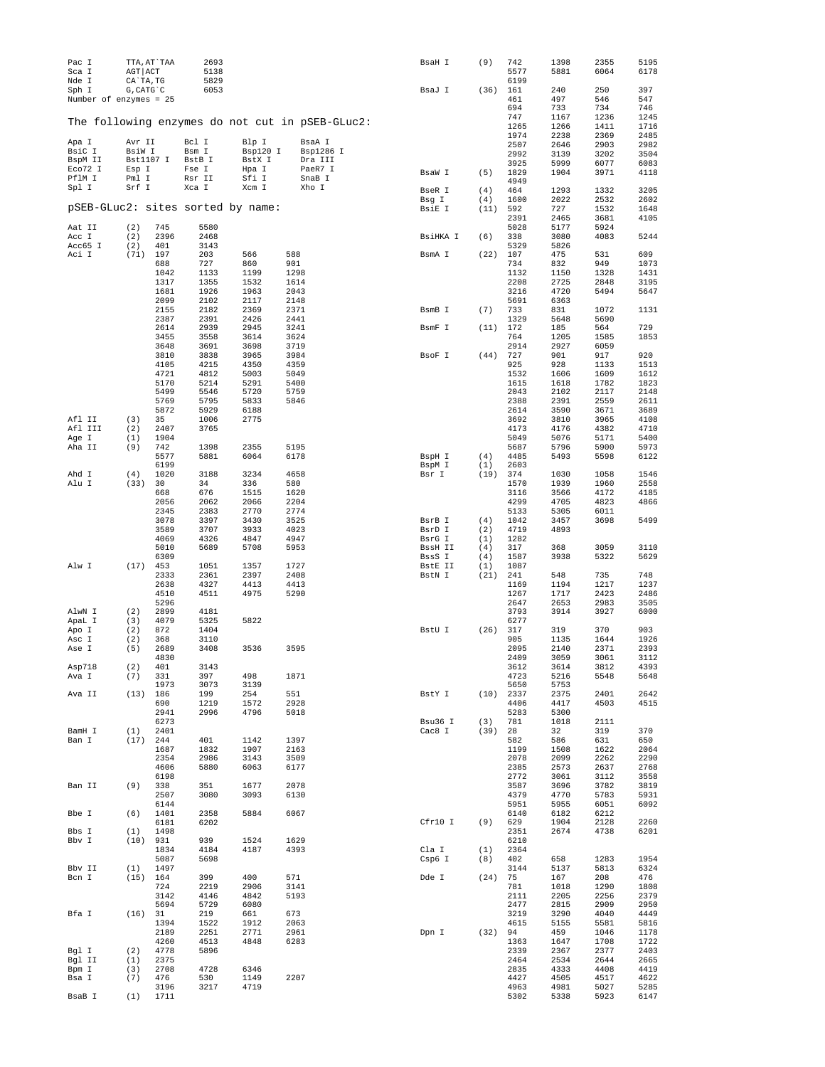```
Pac I      TTA,AT`TAA    2693
Sca I      AGT|ACT       5138
Nde I      CA`TA,TG      5829
Sph I      G,CATG`C      6053
Number of enzymes = 25
```

## The following enzymes do not cut in pSEB-GLuc2:

```
Apa I      Avr II     Bcl I      Blp I      BsaA I
BsiC I     BsiW I     Bsm I      Bsp120 I   Bsp1286 I
BspM II    Bst1107 I  BstB I     BstX I     Dra III
Eco72 I    Esp I      Fse I      Hpa I      PaeR7 I
PflM I     Pml I      Rsr II     Sfi I      SnaB I
Spl I      Srf I      Xca I      Xcm I      Xho I
```

## pSEB-GLuc2: sites sorted by name:

```
Aat II     (2)   745     5580
Acc I      (2)   2396    2468
Acc65 I    (2)   401     3143
Aci I      (71)  197     203     566     588
                 688     727     860     901
                 1042    1133    1199    1298
                 1317    1355    1532    1614
                 1681    1926    1963    2043
                 2099    2102    2117    2148
                 2155    2182    2369    2371
                 2387    2391    2426    2441
                 2614    2939    2945    3241
                 3455    3558    3614    3624
                 3648    3691    3698    3719
                 3810    3838    3965    3984
                 4105    4215    4350    4359
                 4721    4812    5003    5049
                 5170    5214    5291    5400
                 5499    5546    5720    5759
                 5769    5795    5833    5846
                 5872    5929    6188
Afl II     (3)   35      1006    2775
Afl III    (2)   2407    3765
Age I      (1)   1904
Aha II     (9)   742     1398    2355    5195
                 5577    5881    6064    6178
                 6199
Ahd I      (4)   1020    3188    3234    4658
Alu I      (33)  30      34      336     580
                 668     676     1515    1620
                 2056    2062    2066    2204
                 2345    2383    2770    2774
                 3078    3397    3430    3525
                 3589    3707    3933    4023
                 4069    4326    4847    4947
                 5010    5689    5708    5953
                 6309
Alw I      (17)  453     1051    1357    1727
                 2333    2361    2397    2408
                 2638    4327    4413    4413
                 4510    4511    4975    5290
                 5296
AlwN I     (2)   2899    4181
ApaL I     (3)   4079    5325    5822
Apo I      (2)   872     1404
Asc I      (2)   368     3110
Ase I      (5)   2689    3408    3536    3595
                 4830
Asp718     (2)   401     3143
Ava I      (7)   331     397     498     1871
                 1973    3073    3139
Ava II     (13)  186     199     254     551
                 690     1219    1572    2928
                 2941    2996    4796    5018
                 6273
BamH I     (1)   2401
Ban I      (17)  244     401     1142    1397
                 1687    1832    1907    2163
                 2354    2986    3143    3509
                 4606    5880    6063    6177
                 6198
Ban II     (9)   338     351     1677    2078
                 2507    3080    3093    6130
                 6144
Bbe I      (6)   1401    2358    5884    6067
                 6181    6202
Bbs I      (1)   1498
Bbv I      (10)  931     939     1524    1629
                 1834    4184    4187    4393
                 5087    5698
Bbv II     (1)   1497
Bcn I      (15)  164     399     400     571
                 724     2219    2906    3141
                 3142    4146    4842    5193
                 5694    5729    6080
Bfa I      (16)  31      219     661     673
                 1394    1522    1912    2063
                 2189    2251    2771    2961
                 4260    4513    4848    6283
Bgl I      (2)   4778    5896
Bgl II     (1)   2375
Bpm I      (3)   2708    4728    6346
Bsa I      (7)   476     530     1149    2207
                 3196    3217    4719
BsaB I     (1)   1711
BsaH I     (9)   742     1398    2355    5195
                 5577    5881    6064    6178
                 6199
BsaJ I     (36)  161     240     250     397
                 461     497     546     547
                 694     733     734     746
                 747     1167    1236    1245
                 1265    1266    1411    1716
                 1974    2238    2369    2485
                 2507    2646    2903    2982
                 2992    3139    3202    3504
                 3925    5999    6077    6083
BsaW I     (5)   1829    1904    3971    4118
                 4949
BseR I     (4)   464     1293    1332    3205
Bsg I      (4)   1600    2022    2532    2602
BsiE I     (11)  592     727     1532    1648
                 2391    2465    3681    4105
                 5028    5177    5924
BsiHKA I   (6)   338     3080    4083    5244
                 5329    5826
BsmA I     (22)  107     475     531     609
                 734     832     949     1073
                 1132    1150    1328    1431
                 2208    2725    2848    3195
                 3216    4720    5494    5647
                 5691    6363
BsmB I     (7)   733     831     1072    1131
                 1329    5648    5690
BsmF I     (11)  172     185     564     729
                 764     1205    1585    1853
                 2914    2927    6059
BsoF I     (44)  727     901     917     920
                 925     928     1133    1513
                 1532    1606    1609    1612
                 1615    1618    1782    1823
                 2043    2102    2117    2148
                 2388    2391    2559    2611
                 2614    3590    3671    3689
                 3692    3810    3965    4108
                 4173    4176    4382    4710
                 5049    5076    5171    5400
                 5687    5796    5900    5973
BspH I     (4)   4485    5493    5598    6122
BspM I     (1)   2603
Bsr I      (19)  374     1030    1058    1546
                 1570    1939    1960    2558
                 3116    3566    4172    4185
                 4299    4705    4823    4866
                 5133    5305    6011
BsrB I     (4)   1042    3457    3698    5499
BsrD I     (2)   4719    4893
BsrG I     (1)   1282
BssH II    (4)   317     368     3059    3110
BssS I     (4)   1587    3938    5322    5629
BstE II    (1)   1087
BstN I     (21)  241     548     735     748
                 1169    1194    1217    1237
                 1267    1717    2423    2486
                 2647    2653    2983    3505
                 3793    3914    3927    6000
                 6277
BstU I     (26)  317     319     370     903
                 905     1135    1644    1926
                 2095    2140    2371    2393
                 2409    3059    3061    3112
                 3612    3614    3812    4393
                 4723    5216    5548    5648
                 5650    5753
BstY I     (10)  2337    2375    2401    2642
                 4406    4417    4503    4515
                 5283    5300
Bsu36 I    (3)   781     1018    2111
Cac8 I     (39)  28      32      319     370
                 582     586     631     650
                 1199    1508    1622    2064
                 2078    2099    2262    2290
                 2385    2573    2637    2768
                 2772    3061    3112    3558
                 3587    3696    3782    3819
                 4379    4770    5783    5931
                 5951    5955    6051    6092
                 6140    6182    6212
Cfr10 I    (9)   629     1904    2128    2260
                 2351    2674    4738    6201
                 6210
Cla I      (1)   2364
Csp6 I     (8)   402     658     1283    1954
                 3144    5137    5813    6324
Dde I      (24)  75      167     208     476
                 781     1018    1290    1808
                 2111    2205    2256    2379
                 2477    2815    2909    2950
                 3219    3290    4040    4449
                 4615    5155    5581    5816
Dpn I      (32)  94      459     1046    1178
                 1363    1647    1708    1722
                 2339    2367    2377    2403
                 2464    2534    2644    2665
                 2835    4333    4408    4419
                 4427    4505    4517    4622
                 4963    4981    5027    5285
                 5302    5338    5923    6147
```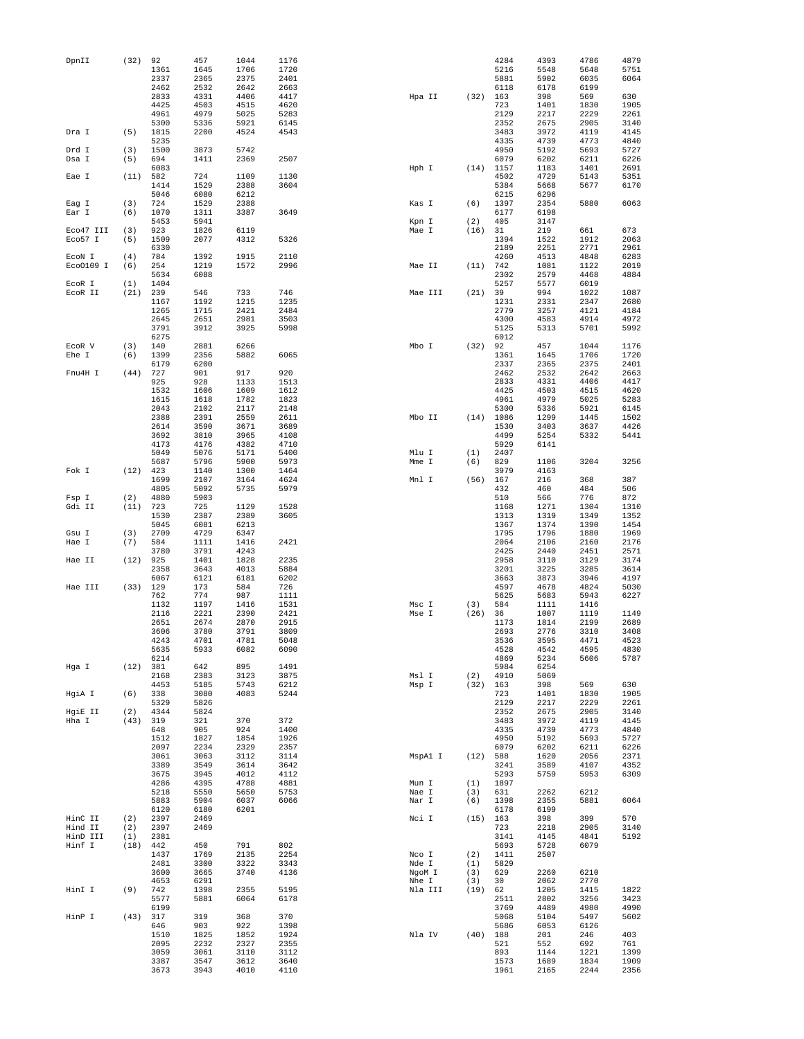```
DpnII     (32)  92     457    1044   1176                       4284   4393   4786   4879
                1361   1645   1706   1720                       5216   5548   5648   5751
                2337   2365   2375   2401                       5881   5902   6035   6064
                2462   2532   2642   2663                       6118   6178   6199
                2833   4331   4406   4417     Hpa II    (32)  163    398    569    630
                4425   4503   4515   4620                       723    1401   1830   1905
                4961   4979   5025   5283                       2129   2217   2229   2261
                5300   5336   5921   6145                       2352   2675   2905   3140
Dra I     (5)   1815   2200   4524   4543                       3483   3972   4119   4145
                5235                                            4335   4739   4773   4840
Drd I     (3)   1500   3873   5742                              4950   5192   5693   5727
Dsa I     (5)   694    1411   2369   2507                       6079   6202   6211   6226
                6083                            Hph I     (14)  1157   1183   1401   2691
Eae I     (11)  582    724    1109   1130                       4502   4729   5143   5351
                1414   1529   2388   3604                       5384   5668   5677   6170
                5046   6080   6212                              6215   6296
Eag I     (3)   724    1529   2388              Kas I     (6)   1397   2354   5880   6063
Ear I     (6)   1070   1311   3387   3649                       6177   6198
                5453   5941                     Kpn I     (2)   405    3147
Eco47 III (3)   923    1826   6119              Mae I     (16)  31     219    661    673
Eco57 I   (5)   1509   2077   4312   5326                       1394   1522   1912   2063
                6330                                            2189   2251   2771   2961
EcoN I    (4)   784    1392   1915   2110                       4260   4513   4848   6283
EcoO109 I (6)   254    1219   1572   2996       Mae II    (11)  742    1081   1122   2019
                5634   6088                                     2302   2579   4468   4884
EcoR I    (1)   1404                                            5257   5577   6019
EcoR II   (21)  239    546    733    746        Mae III   (21)  39     994    1022   1087
                1167   1192   1215   1235                       1231   2331   2347   2680
                1265   1715   2421   2484                       2779   3257   4121   4184
                2645   2651   2981   3503                       4300   4583   4914   4972
                3791   3912   3925   5998                       5125   5313   5701   5992
                6275                                            6012
EcoR V    (3)   140    2881   6266              Mbo I     (32)  92     457    1044   1176
Ehe I     (6)   1399   2356   5882   6065                       1361   1645   1706   1720
                6179   6200                                     2337   2365   2375   2401
Fnu4H I   (44)  727    901    917    920                        2462   2532   2642   2663
                925    928    1133   1513                       2833   4331   4406   4417
                1532   1606   1609   1612                       4425   4503   4515   4620
                1615   1618   1782   1823                       4961   4979   5025   5283
                2043   2102   2117   2148                       5300   5336   5921   6145
                2388   2391   2559   2611     Mbo II    (14)  1086   1299   1445   1502
                2614   3590   3671   3689                       1530   3403   3637   4426
                3692   3810   3965   4108                       4499   5254   5332   5441
                4173   4176   4382   4710                       5929   6141
                5049   5076   5171   5400     Mlu I     (1)   2407
                5687   5796   5900   5973     Mme I     (6)   829    1106   3204   3256
Fok I     (12)  423    1140   1300   1464                       3979   4163
                1699   2107   3164   4624     Mnl I     (56)  167    216    368    387
                4805   5092   5735   5979                       432    460    484    506
Fsp I     (2)   4880   5903                                     510    566    776    872
Gdi II    (11)  723    725    1129   1528                       1168   1271   1304   1310
                1530   2387   2389   3605                       1313   1319   1349   1352
                5045   6081   6213                              1367   1374   1390   1454
Gsu I     (3)   2709   4729   6347                              1795   1796   1880   1969
Hae I     (7)   584    1111   1416   2421                       2064   2106   2160   2176
                3780   3791   4243                              2425   2440   2451   2571
Hae II    (12)  925    1401   1828   2235                       2958   3110   3129   3174
                2358   3643   4013   5884                       3201   3225   3285   3614
                6067   6121   6181   6202                       3663   3873   3946   4197
Hae III   (33)  129    173    584    726                        4597   4678   4824   5030
                762    774    987    1111                       5625   5683   5943   6227
                1132   1197   1416   1531     Msc I     (3)   584    1111   1416
                2116   2221   2390   2421     Mse I     (26)  36     1007   1119   1149
                2651   2674   2870   2915                       1173   1814   2199   2689
                3606   3780   3791   3809                       2693   2776   3310   3408
                4243   4701   4781   5048                       3536   3595   4471   4523
                5635   5933   6082   6090                       4528   4542   4595   4830
                6214                                            4869   5234   5606   5787
Hga I     (12)  381    642    895    1491                       5984   6254
                2168   2383   3123   3875     Msl I     (2)   4910   5069
                4453   5185   5743   6212     Msp I     (32)  163    398    569    630
HgiA I    (6)   338    3080   4083   5244                       723    1401   1830   1905
                5329   5826                                     2129   2217   2229   2261
HgiE II   (2)   4344   5824                                     2352   2675   2905   3140
Hha I     (43)  319    321    370    372                        3483   3972   4119   4145
                648    905    924    1400                       4335   4739   4773   4840
                1512   1827   1854   1926                       4950   5192   5693   5727
                2097   2234   2329   2357                       6079   6202   6211   6226
                3061   3063   3112   3114     MspA1 I   (12)  588    1620   2056   2371
                3389   3549   3614   3642                       3241   3589   4107   4352
                3675   3945   4012   4112                       5293   5759   5953   6309
                4286   4395   4788   4881     Mun I     (1)   1897
                5218   5550   5650   5753     Nae I     (3)   631    2262   6212
                5883   5904   6037   6066     Nar I     (6)   1398   2355   5881   6064
                6120   6180   6201                              6178   6199
HinC II   (2)   2397   2469                     Nci I     (15)  163    398    399    570
Hind II   (2)   2397   2469                                     723    2218   2905   3140
HinD III  (1)   2381                                            3141   4145   4841   5192
Hinf I    (18)  442    450    791    802                        5693   5728   6079
                1437   1769   2135   2254     Nco I     (2)   1411   2507
                2481   3300   3322   3343     Nde I     (1)   5829
                3600   3665   3740   4136     NgoM I    (3)   629    2260   6210
                4653   6291                     Nhe I     (3)   30     2062   2770
HinI I    (9)   742    1398   2355   5195     Nla III   (19)  62     1205   1415   1822
                5577   5881   6064   6178                       2511   2802   3256   3423
                6199                                            3769   4489   4980   4990
HinP I    (43)  317    319    368    370                        5068   5104   5497   5602
                646    903    922    1398                       5686   6053   6126
                1510   1825   1852   1924     Nla IV    (40)  188    201    246    403
                2095   2232   2327   2355                       521    552    692    761
                3059   3061   3110   3112                       893    1144   1221   1399
                3387   3547   3612   3640                       1573   1689   1834   1909
                3673   3943   4010   4110                       1961   2165   2244   2356
```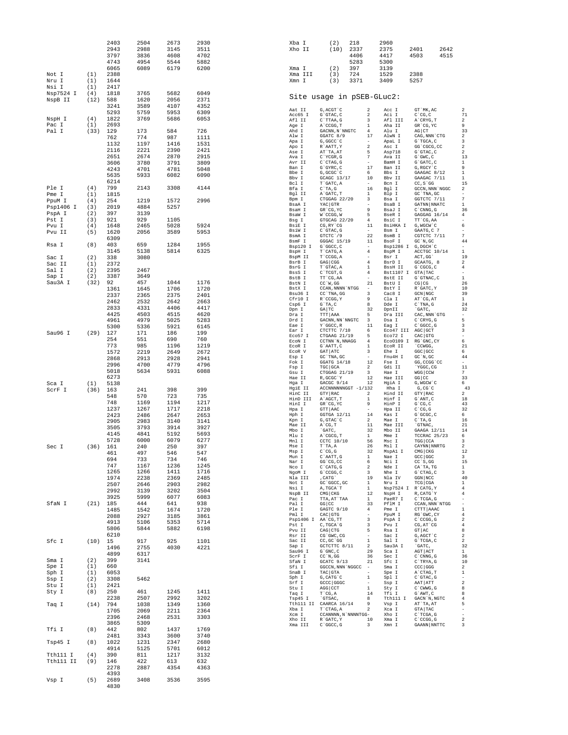```
                2403    2504    2673    2930
                2943    2988    3145    3511
                3797    3836    4608    4702
                4743    4954    5544    5882
                6065    6089    6179    6200
Not I     (1)   2388
Nru I     (1)   1644
Nsi I     (1)   2417
Nsp7524 I (4)   1818    3765    5682    6049
NspB II   (12)  588     1620    2056    2371
                3241    3589    4107    4352
                5293    5759    5953    6309
NspH I    (4)   1822    3769    5686    6053
Pac I     (1)   2693
Pal I     (33)  129     173     584     726
                762     774     987     1111
                1132    1197    1416    1531
                2116    2221    2390    2421
                2651    2674    2870    2915
                3606    3780    3791    3809
                4243    4701    4781    5048
                5635    5933    6082    6090
                6214
Ple I     (4)   799     2143    3308    4144
Pme I     (1)   1815
PpuM I    (4)   254     1219    1572    2996
Psp1406 I (3)   2019    4884    5257
PspA I    (2)   397     3139
Pst I     (3)   921     929     1105
Pvu I     (4)   1648    2465    5028    5924
Pvu II    (5)   1620    2056    3589    5953
                6309
Rsa I     (8)   403     659     1284    1955
                3145    5138    5814    6325
Sac I     (2)   338     3080
Sac II    (1)   2372
Sal I     (2)   2395    2467
Sap I     (2)   3387    3649
Sau3A I   (32)  92      457     1044    1176
                1361    1645    1706    1720
                2337    2365    2375    2401
                2462    2532    2642    2663
                2833    4331    4406    4417
                4425    4503    4515    4620
                4961    4979    5025    5283
                5300    5336    5921    6145
Sau96 I   (29)  127     171     186     199
                254     551     690     760
                773     985     1196    1219
                1572    2219    2649    2672
                2868    2913    2928    2941
                2996    4700    4779    4796
                5018    5634    5931    6088
                6273
Sca I     (1)   5138
ScrF I    (36)  163     241     398     399
                548     570     723     735
                748     1169    1194    1217
                1237    1267    1717    2218
                2423    2486    2647    2653
                2905    2983    3140    3141
                3505    3793    3914    3927
                4145    4841    5192    5693
                5728    6000    6079    6277
Sec I     (36)  161     240     250     397
                461     497     546     547
                694     733     734     746
                747     1167    1236    1245
                1265    1266    1411    1716
                1974    2238    2369    2485
                2507    2646    2903    2982
                2992    3139    3202    3504
                3925    5999    6077    6083
SfaN I    (21)  185     444     641     938
                1485    1542    1674    1720
                2088    2927    3185    3861
                4913    5106    5353    5714
                5806    5844    5882    6198
                6210
Sfc I     (10)  15      917     925     1101
                1496    2755    4030    4221
                4899    6317
Sma I     (2)   399     3141
Spe I     (1)   660
Sph I     (1)   6053
Ssp I     (2)   3308    5462
Stu I     (1)   2421
Sty I     (8)   250     461     1245    1411
                2238    2507    2992    3202
Taq I     (14)  794     1038    1349    1360
                1705    2069    2211    2364
                2396    2468    2531    3303
                3865    5309
Tfi I     (8)   442     802     1437    1769
                2481    3343    3600    3740
Tsp45 I   (8)   1022    1231    2347    2680
                4914    5125    5701    6012
Tth111 I  (4)   390     811     1217    3132
Tth111 II (9)   146     422     613     632
                2278    2887    4354    4363
                4393
Vsp I     (5)   2689    3408    3536    3595
                4830
Xba I     (2)   218     2960
Xho II    (10)  2337    2375    2401    2642
                4406    4417    4503    4515
                5283    5300
Xma I     (2)   397     3139
Xma III   (3)   724     1529    2388
Xmn I     (3)   3371    3409    5257
```

## Site usage in pSEB-GLuc2:

```
Aat II     G,ACGT`C        2     Acc I      GT`MK,AC        2
Acc65 I    G`GTAC,C        2     Aci I      C`CG,C          71
Afl II     C`TTAA,G        3     Afl III    A`CRYG,T        2
Age I      A`CCGG,T        1     Aha II     GR`CG,YC        9
Ahd I      GACNN,N`NNGTC   4     Alu I      AG|CT           33
Alw I      GGATC 8/9       17    AlwN I     CAG,NNN`CTG     2
Apa I      G,GGCC`C        -     ApaL I     G`TGCA,C        3
Apo I      R`AATT,Y        2     Asc I      GG`CGCG,CC      2
Ase I      AT`TA,AT        5     Asp718     G`GTAC,C        2
Ava I      C`YCGR,G        7     Ava II     G`GWC,C         13
Avr II     C`CTAG,G        -     BamH I     G`GATC,C        1
Ban I      G`GYRC,C        17    Ban II     G,RGCY`C        9
Bbe I      G,GCGC`C        6     Bbs I      GAAGAC 8/12     1
Bbv I      GCAGC 13/17     10    Bbv II     GAAGAC 7/11     1
Bcl I      T`GATC,A        -     Bcn I      CC,S`GG         15
Bfa I      C`TA,G          16    Bgl I      GCCN,NNN`NGGC   2
Bgl II     A`GATC,T        1     Blp I      GC`TNA,GC       -
Bpm I      CTGGAG 22/20    3     Bsa I      GGTCTC 7/11     7
BsaA I     YAC|GTR         -     BsaB I     GATNN|NNATC     1
BsaH I     GR`CG,YC        9     BsaJ I     C`CNNG,G        36
BsaW I     W`CCGG,W        5     BseR I     GAGGAG 16/14    4
Bsg I      GTGCAG 22/20    4     BsiC I     TT`CG,AA        -
BsiE I     CG,RY`CG        11    BsiHKA I   G,WGCW`C        6
BsiW I     C`GTAC,G        -     Bsm I      GAATG,C 7       -
BsmA I     GTCTC`/9        22    BsmB I     CGTCTC 7/11     7
BsmF I     GGGAC 15/19     11    BsoF I     GC`N,GC         44
Bsp120 I   G`GGCC,C        -     Bsp1286 I  G,DGCH`C        -
BspH I     T`CATG,A        4     BspM I     ACCTGC 10/14    1
BspM II    T`CCGG,A        -     Bsr I      ACT,GG`         19
BsrB I     GAG|CGG         4     BsrD I     GCAATG, 8       2
BsrG I     T`GTAC,A        1     BssH II    G`CGCG,C        4
BssS I     C`TCGT,G        4     Bst1107 I  GTA|TAC         -
BstB I     TT`CG,AA        -     BstE II    G`GTNAC,C       1
BstN I     CC`W,GG         21    BstU I     CG|CG           26
BstX I     CCAN,NNNN`NTGG  -     BstY I     R`GATC,Y        10
Bsu36 I    CC`TNA,GG       3     Cac8 I     GCN|NGC         39
Cfr10 I    R`CCGG,Y        9     Cla I      AT`CG,AT        1
Csp6 I     G`TA,C          8     Dde I      C`TNA,G         24
Dpn I      GA|TC           32    DpnII      `GATC,          32
Dra I      TTT|AAA         5     Dra III    CAC,NNN`GTG     -
Drd I      GACNN,NN`NNGTC  3     Dsa I      C`CRYG,G        5
Eae I      Y`GGCC,R        11    Eag I      C`GGCC,G        3
Ear I      CTCTTC 7/10     6     Eco47 III  AGC|GCT         3
Eco57 I    CTGAAG 21/19    5     Eco72 I    CAC|GTG         -
EcoN I     CCTNN`N,NNAGG   4     EcoO109 I  RG`GNC,CY       6
EcoR I     G`AATT,C        1     EcoR II    `CCWGG,         21
EcoR V     GAT|ATC         3     Ehe I      GGC|GCC         6
Esp I      GC`TNA,GC       -     Fnu4H I    GC`N,GC         44
Fok I      GGATG 14/18     12    Fse I      GG,CCGG`CC      -
Fsp I      TGC|GCA         2     Gdi II     `YGGC,CG        11
Gsu I      CTGGAG 21/19    3     Hae I      WGG|CCW         7
Hae II     R,GCGC`Y        12    Hae III    GG|CC           33
Hga I      GACGC 9/14      12    HgiA I     G,WGCW`C        6
HgiE II    ACCNNNNNNGGT -1/132   Hha I      G,CG`C          43
HinC II    GTY|RAC         2     Hind II    GTY|RAC         2
HinD III   A`AGCT,T        1     Hinf I     G`ANT,C         18
HinI I     GR`CG,YC        9     HinP I     G`CG,C          43
Hpa I      GTT|AAC         -     Hpa II     C`CG,G          32
Hph I      GGTGA 12/11     14    Kas I      G`GCGC,C        6
Kpn I      G,GTAC`C        2     Mae I      C`TA,G          16
Mae II     A`CG,T          11    Mae III    `GTNAC,         21
Mbo I      `GATC,          32    Mbo II     GAAGA 12/11     14
Mlu I      A`CGCG,T        1     Mme I      TCCRAC 25/23    6
Mnl I      CCTC 10/10      56    Msc I      TGG|CCA         3
Mse I      T`TA,A          26    Msl I      CAYNN|NNRTG     2
Msp I      C`CG,G          32    MspA1 I    CMG|CKG         12
Mun I      C`AATT,G        1     Nae I      GCC|GGC         3
Nar I      GG`CG,CC        6     Nci I      CC`S,GG         15
Nco I      C`CATG,G        2     Nde I      CA`TA,TG        1
NgoM I     G`CCGG,C        3     Nhe I      G`CTAG,C        3
Nla III    ,CATG`          19    Nla IV     GGN|NCC         40
Not I      GC`GGCC,GC      1     Nru I      TCG|CGA         1
Nsi I      A,TGCA`T        1     Nsp7524 I  R`CATG,Y        4
NspB II    CMG|CKG         12    NspH I     R,CATG`Y        4
Pac I      TTA,AT`TAA      1     PaeR7 I    C`TCGA,G        -
Pal I      GG|CC           33    PflM I     CCAN,NNN`NTGG   -
Ple I      GAGTC 9/10      4     Pme I      CTTT|AAAC       1
Pml I      CAC|GTG         -     PpuM I     RG`GWC,CY       4
Psp1406 I  AA`CG,TT        3     PspA I     C`CCGG,G        2
Pst I      C,TGCA`G        3     Pvu I      CG,AT`CG        4
Pvu II     CAG|CTG         5     Rsa I      GT|AC           8
Rsr II     CG`GWC,CG       -     Sac I      G,AGCT`C        2
Sac II     CC,GC`GG        1     Sal I      G`TCGA,C        2
Sap I      GCTCTTC 8/11    2     Sau3A I    `GATC,          32
Sau96 I    G`GNC,C         29    Sca I      AGT|ACT         1
ScrF I     CC`N,GG         36    Sec I      C`CNNG,G        36
SfaN I     GCATC 9/13      21    Sfc I      C`TRYA,G        10
Sfi I      GGCCN,NNN`NGGCC -     Sma I      CCC|GGG         2
SnaB I     TAC|GTA         -     Spe I      A`CTAG,T        1
Sph I      G,CATG`C        1     Spl I      C`GTAC,G        -
Srf I      GCCC|GGGC       -     Ssp I      AAT|ATT         2
Stu I      AGG|CCT         1     Sty I      C`CWWG,G        8
Taq I      T`CG,A          14    Tfi I      G`AWT,C         8
Tsp45 I    `GTSAC,         8     Tth111 I   GACN`N,NGTC     4
Tth111 II  CAARCA 16/14    9     Vsp I      AT`TA,AT        5
Xba I      T`CTAG,A        2     Xca I      GTA|TAC         -
Xcm I      CCANNNN,N`NNNNTGG-    Xho I      C`TCGA,G        -
Xho II     R`GATC,Y        10    Xma I      C`CCGG,G        2
Xma III    C`GGCC,G        3     Xmn I      GAANN|NNTTC     3
```